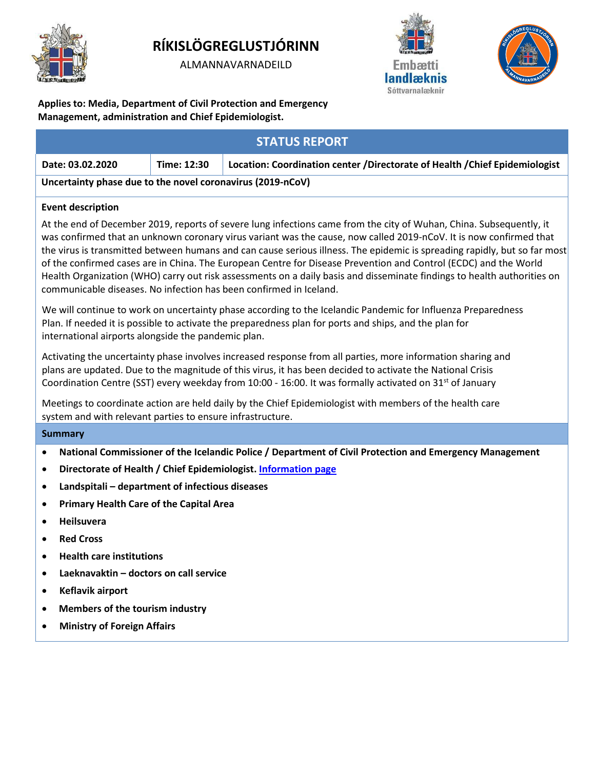# RÍKISLÖGREGLUSTJÓRINN

ALMANNAVARNADEILD

Embætti landlæknis
Sóttvarnalæknir

**Applies to: Media, Department of Civil Protection and Emergency Management, administration and Chief Epidemiologist.**

## STATUS REPORT

| Date: 03.02.2020 | Time: 12:30 | Location: Coordination center /Directorate of Health /Chief Epidemiologist |
|---|---|---|

**Uncertainty phase due to the novel coronavirus (2019-nCoV)**

### Event description

At the end of December 2019, reports of severe lung infections came from the city of Wuhan, China. Subsequently, it was confirmed that an unknown coronary virus variant was the cause, now called 2019-nCoV. It is now confirmed that the virus is transmitted between humans and can cause serious illness. The epidemic is spreading rapidly, but so far most of the confirmed cases are in China. The European Centre for Disease Prevention and Control (ECDC) and the World Health Organization (WHO) carry out risk assessments on a daily basis and disseminate findings to health authorities on communicable diseases. No infection has been confirmed in Iceland.

We will continue to work on uncertainty phase according to the Icelandic Pandemic for Influenza Preparedness Plan. If needed it is possible to activate the preparedness plan for ports and ships, and the plan for international airports alongside the pandemic plan.

Activating the uncertainty phase involves increased response from all parties, more information sharing and plans are updated. Due to the magnitude of this virus, it has been decided to activate the National Crisis Coordination Centre (SST) every weekday from 10:00 - 16:00. It was formally activated on 31st of January

Meetings to coordinate action are held daily by the Chief Epidemiologist with members of the health care system and with relevant parties to ensure infrastructure.

### Summary

- **National Commissioner of the Icelandic Police / Department of Civil Protection and Emergency Management**
- **Directorate of Health / Chief Epidemiologist. Information page**
- **Landspitali – department of infectious diseases**
- **Primary Health Care of the Capital Area**
- **Heilsuvera**
- **Red Cross**
- **Health care institutions**
- **Laeknavaktin – doctors on call service**
- **Keflavik airport**
- **Members of the tourism industry**
- **Ministry of Foreign Affairs**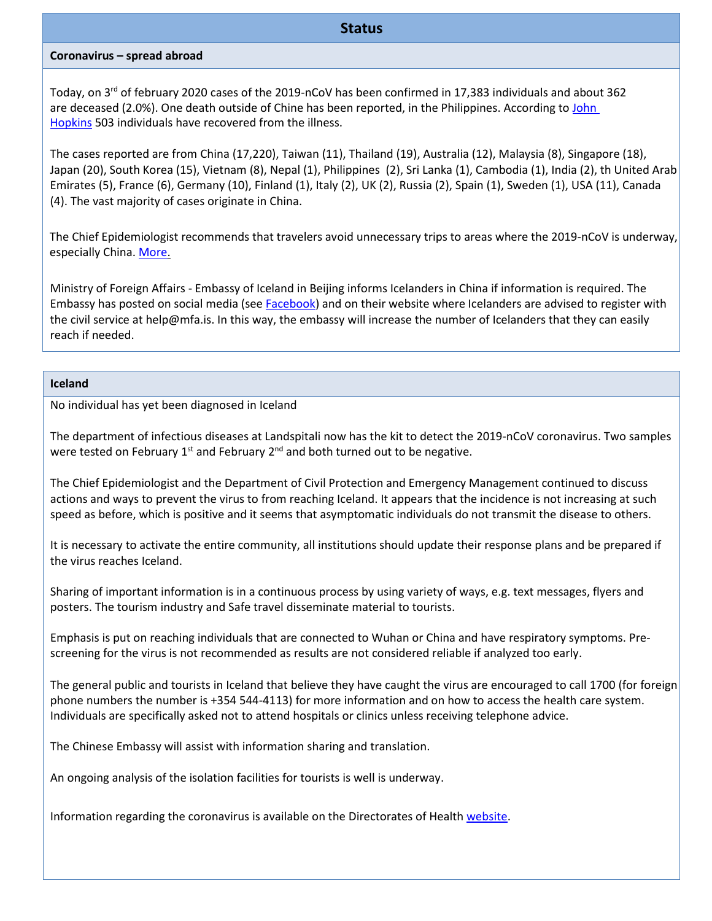## Status

### Coronavirus – spread abroad

Today, on 3rd of february 2020 cases of the 2019-nCoV has been confirmed in 17,383 individuals and about 362 are deceased (2.0%). One death outside of Chine has been reported, in the Philippines. According to John Hopkins 503 individuals have recovered from the illness.

The cases reported are from China (17,220), Taiwan (11), Thailand (19), Australia (12), Malaysia (8), Singapore (18), Japan (20), South Korea (15), Vietnam (8), Nepal (1), Philippines (2), Sri Lanka (1), Cambodia (1), India (2), th United Arab Emirates (5), France (6), Germany (10), Finland (1), Italy (2), UK (2), Russia (2), Spain (1), Sweden (1), USA (11), Canada (4). The vast majority of cases originate in China.

The Chief Epidemiologist recommends that travelers avoid unnecessary trips to areas where the 2019-nCoV is underway, especially China. More.

Ministry of Foreign Affairs - Embassy of Iceland in Beijing informs Icelanders in China if information is required. The Embassy has posted on social media (see Facebook) and on their website where Icelanders are advised to register with the civil service at help@mfa.is. In this way, the embassy will increase the number of Icelanders that they can easily reach if needed.

### Iceland

No individual has yet been diagnosed in Iceland

The department of infectious diseases at Landspitali now has the kit to detect the 2019-nCoV coronavirus. Two samples were tested on February 1st and February 2nd and both turned out to be negative.

The Chief Epidemiologist and the Department of Civil Protection and Emergency Management continued to discuss actions and ways to prevent the virus to from reaching Iceland. It appears that the incidence is not increasing at such speed as before, which is positive and it seems that asymptomatic individuals do not transmit the disease to others.

It is necessary to activate the entire community, all institutions should update their response plans and be prepared if the virus reaches Iceland.

Sharing of important information is in a continuous process by using variety of ways, e.g. text messages, flyers and posters. The tourism industry and Safe travel disseminate material to tourists.

Emphasis is put on reaching individuals that are connected to Wuhan or China and have respiratory symptoms. Pre-screening for the virus is not recommended as results are not considered reliable if analyzed too early.

The general public and tourists in Iceland that believe they have caught the virus are encouraged to call 1700 (for foreign phone numbers the number is +354 544-4113) for more information and on how to access the health care system. Individuals are specifically asked not to attend hospitals or clinics unless receiving telephone advice.

The Chinese Embassy will assist with information sharing and translation.

An ongoing analysis of the isolation facilities for tourists is well is underway.

Information regarding the coronavirus is available on the Directorates of Health website.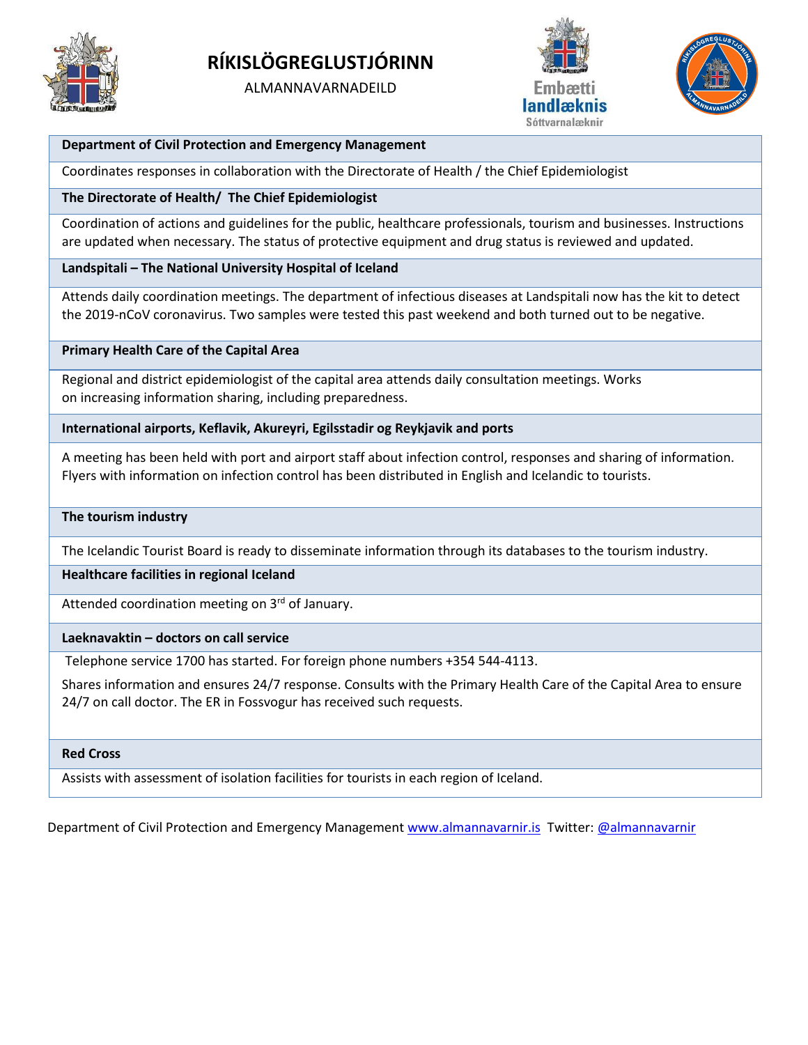# RÍKISLÖGREGLUSTJÓRINN

ALMANNAVARNADEILD

Embætti landlæknis
Sóttvarnalæknir

| | |
|---|---|
| **Department of Civil Protection and Emergency Management** | |
| Coordinates responses in collaboration with the Directorate of Health / the Chief Epidemiologist | |
| **The Directorate of Health/ The Chief Epidemiologist** | |
| Coordination of actions and guidelines for the public, healthcare professionals, tourism and businesses. Instructions are updated when necessary. The status of protective equipment and drug status is reviewed and updated. | |
| **Landspitali – The National University Hospital of Iceland** | |
| Attends daily coordination meetings. The department of infectious diseases at Landspitali now has the kit to detect the 2019-nCoV coronavirus. Two samples were tested this past weekend and both turned out to be negative. | |
| **Primary Health Care of the Capital Area** | |
| Regional and district epidemiologist of the capital area attends daily consultation meetings. Works on increasing information sharing, including preparedness. | |
| **International airports, Keflavik, Akureyri, Egilsstadir og Reykjavik and ports** | |
| A meeting has been held with port and airport staff about infection control, responses and sharing of information. Flyers with information on infection control has been distributed in English and Icelandic to tourists. | |
| **The tourism industry** | |
| The Icelandic Tourist Board is ready to disseminate information through its databases to the tourism industry. | |
| **Healthcare facilities in regional Iceland** | |
| Attended coordination meeting on 3rd of January. | |
| **Laeknavaktin – doctors on call service** | |
| Telephone service 1700 has started. For foreign phone numbers +354 544-4113. Shares information and ensures 24/7 response. Consults with the Primary Health Care of the Capital Area to ensure 24/7 on call doctor. The ER in Fossvogur has received such requests. | |
| **Red Cross** | |
| Assists with assessment of isolation facilities for tourists in each region of Iceland. | |

Department of Civil Protection and Emergency Management www.almannavarnir.is Twitter: @almannavarnir